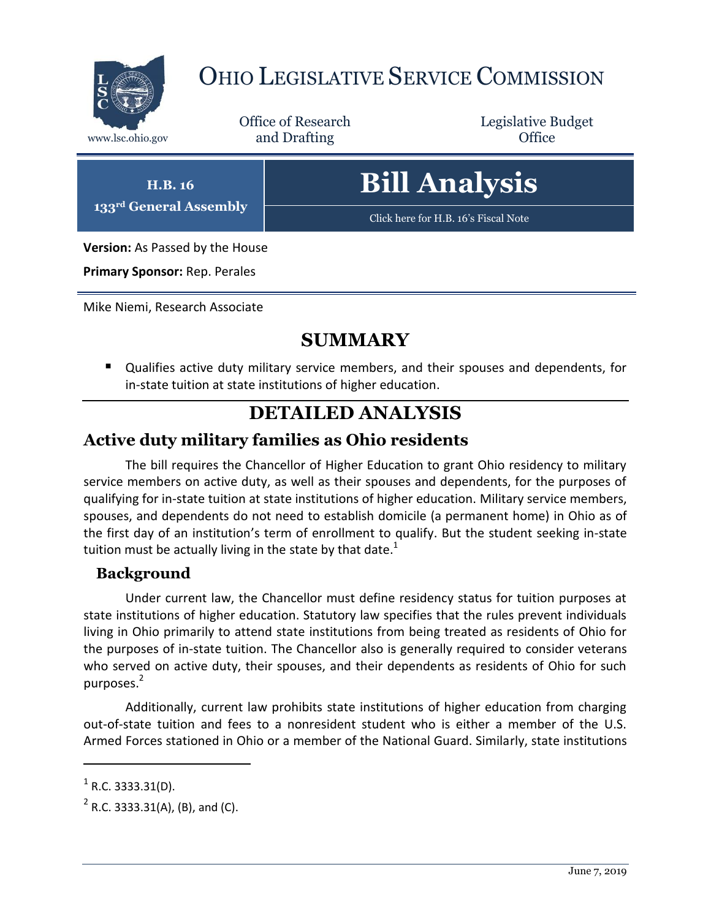# OHIO LEGISLATIVE SERVICE COMMISSION

www.lsc.ohio.gov

Office of Research and Drafting

Legislative Budget Office

**H.B. 16**
**133rd General Assembly**

# Bill Analysis

Click here for H.B. 16's Fiscal Note

**Version:** As Passed by the House

**Primary Sponsor:** Rep. Perales

Mike Niemi, Research Associate

## SUMMARY

- Qualifies active duty military service members, and their spouses and dependents, for in-state tuition at state institutions of higher education.

## DETAILED ANALYSIS

## Active duty military families as Ohio residents

The bill requires the Chancellor of Higher Education to grant Ohio residency to military service members on active duty, as well as their spouses and dependents, for the purposes of qualifying for in-state tuition at state institutions of higher education. Military service members, spouses, and dependents do not need to establish domicile (a permanent home) in Ohio as of the first day of an institution's term of enrollment to qualify. But the student seeking in-state tuition must be actually living in the state by that date.[1]

### Background

Under current law, the Chancellor must define residency status for tuition purposes at state institutions of higher education. Statutory law specifies that the rules prevent individuals living in Ohio primarily to attend state institutions from being treated as residents of Ohio for the purposes of in-state tuition. The Chancellor also is generally required to consider veterans who served on active duty, their spouses, and their dependents as residents of Ohio for such purposes.[2]

Additionally, current law prohibits state institutions of higher education from charging out-of-state tuition and fees to a nonresident student who is either a member of the U.S. Armed Forces stationed in Ohio or a member of the National Guard. Similarly, state institutions

---

[1] R.C. 3333.31(D).

[2] R.C. 3333.31(A), (B), and (C).

June 7, 2019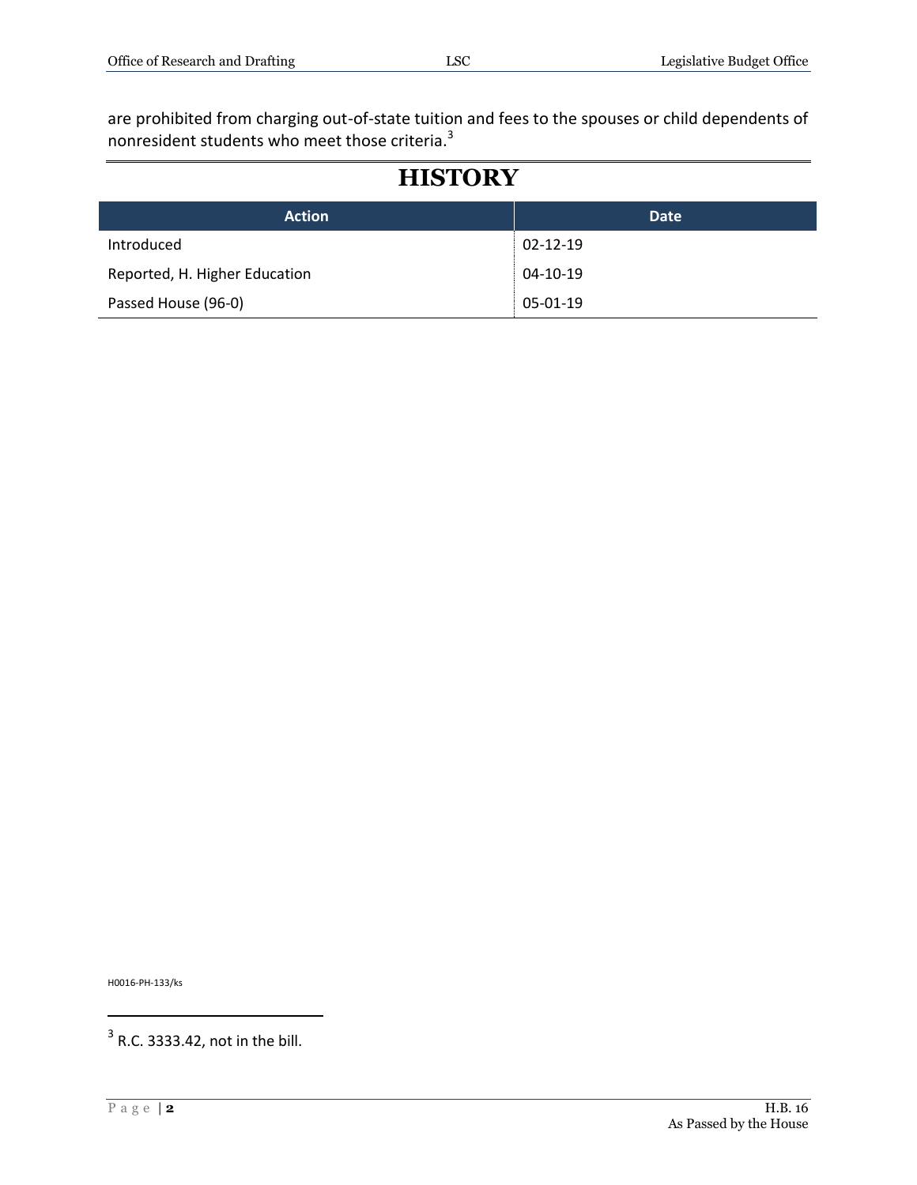are prohibited from charging out-of-state tuition and fees to the spouses or child dependents of nonresident students who meet those criteria.[3]

# HISTORY

| Action | Date |
|---|---|
| Introduced | 02-12-19 |
| Reported, H. Higher Education | 04-10-19 |
| Passed House (96-0) | 05-01-19 |

H0016-PH-133/ks

[3] R.C. 3333.42, not in the bill.